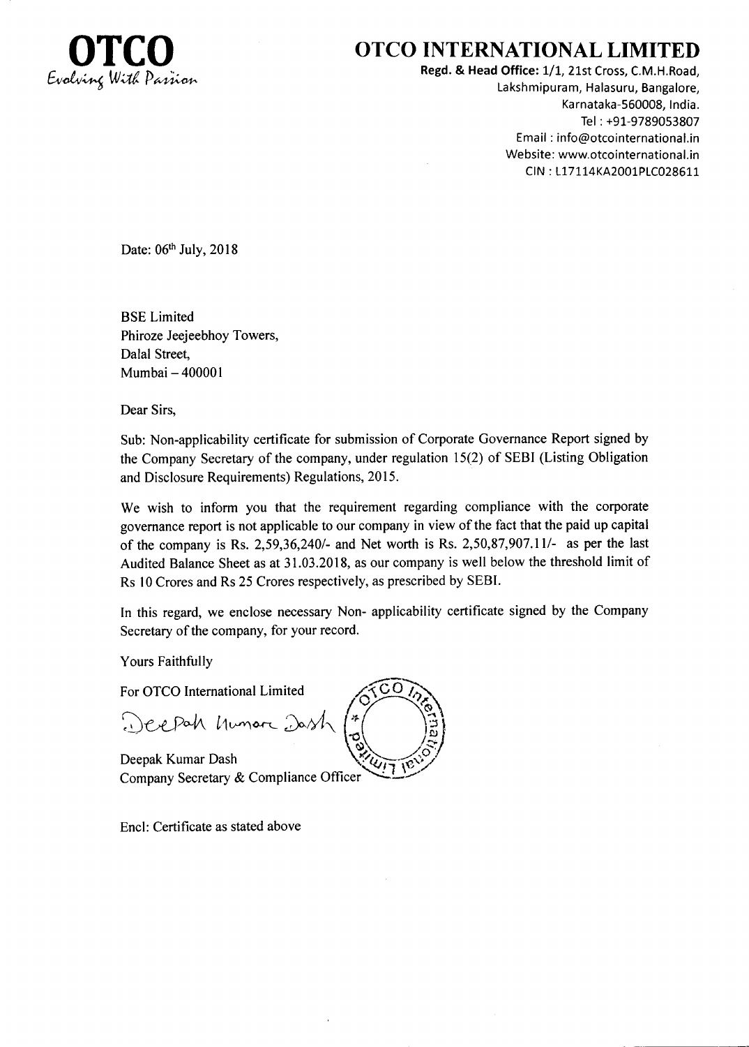**OTCO**
*Evolving With Passion*

# OTCO INTERNATIONAL LIMITED

**Regd. & Head Office:** 1/1, 21st Cross, C.M.H.Road,
Lakshmipuram, Halasuru, Bangalore,
Karnataka-560008, India.
Tel : +91-9789053807
Email : info@otcointernational.in
Website: www.otcointernational.in
CIN : L17114KA2001PLC028611

Date: 06th July, 2018

BSE Limited
Phiroze Jeejeebhoy Towers,
Dalal Street,
Mumbai – 400001

Dear Sirs,

Sub: Non-applicability certificate for submission of Corporate Governance Report signed by the Company Secretary of the company, under regulation 15(2) of SEBI (Listing Obligation and Disclosure Requirements) Regulations, 2015.

We wish to inform you that the requirement regarding compliance with the corporate governance report is not applicable to our company in view of the fact that the paid up capital of the company is Rs. 2,59,36,240/- and Net worth is Rs. 2,50,87,907.11/- as per the last Audited Balance Sheet as at 31.03.2018, as our company is well below the threshold limit of Rs 10 Crores and Rs 25 Crores respectively, as prescribed by SEBI.

In this regard, we enclose necessary Non- applicability certificate signed by the Company Secretary of the company, for your record.

Yours Faithfully

For OTCO International Limited

Deepak Kumar Dash

Deepak Kumar Dash
Company Secretary & Compliance Officer

Encl: Certificate as stated above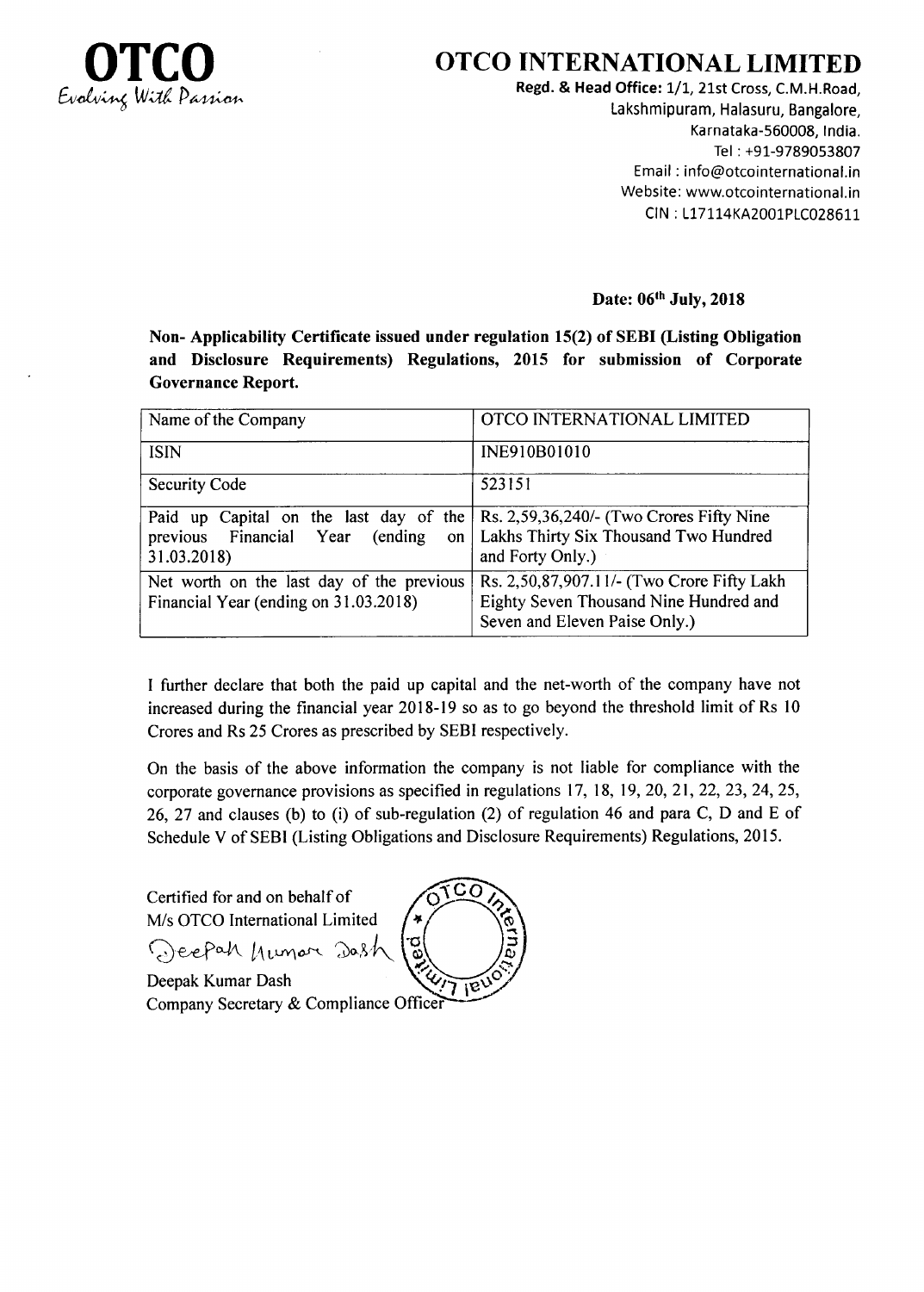# OTCO INTERNATIONAL LIMITED

**OTCO**
Evolving With Passion

**Regd. & Head Office:** 1/1, 21st Cross, C.M.H.Road, Lakshmipuram, Halasuru, Bangalore, Karnataka-560008, India.
Tel : +91-9789053807
Email : info@otcointernational.in
Website: www.otcointernational.in
CIN : L17114KA2001PLC028611

**Date: 06th July, 2018**

**Non- Applicability Certificate issued under regulation 15(2) of SEBI (Listing Obligation and Disclosure Requirements) Regulations, 2015 for submission of Corporate Governance Report.**

| | |
|---|---|
| Name of the Company | OTCO INTERNATIONAL LIMITED |
| ISIN | INE910B01010 |
| Security Code | 523151 |
| Paid up Capital on the last day of the previous Financial Year (ending on 31.03.2018) | Rs. 2,59,36,240/- (Two Crores Fifty Nine Lakhs Thirty Six Thousand Two Hundred and Forty Only.) |
| Net worth on the last day of the previous Financial Year (ending on 31.03.2018) | Rs. 2,50,87,907.11/- (Two Crore Fifty Lakh Eighty Seven Thousand Nine Hundred and Seven and Eleven Paise Only.) |

I further declare that both the paid up capital and the net-worth of the company have not increased during the financial year 2018-19 so as to go beyond the threshold limit of Rs 10 Crores and Rs 25 Crores as prescribed by SEBI respectively.

On the basis of the above information the company is not liable for compliance with the corporate governance provisions as specified in regulations 17, 18, 19, 20, 21, 22, 23, 24, 25, 26, 27 and clauses (b) to (i) of sub-regulation (2) of regulation 46 and para C, D and E of Schedule V of SEBI (Listing Obligations and Disclosure Requirements) Regulations, 2015.

Certified for and on behalf of
M/s OTCO International Limited

Deepak Kumar Dash

Deepak Kumar Dash
Company Secretary & Compliance Officer